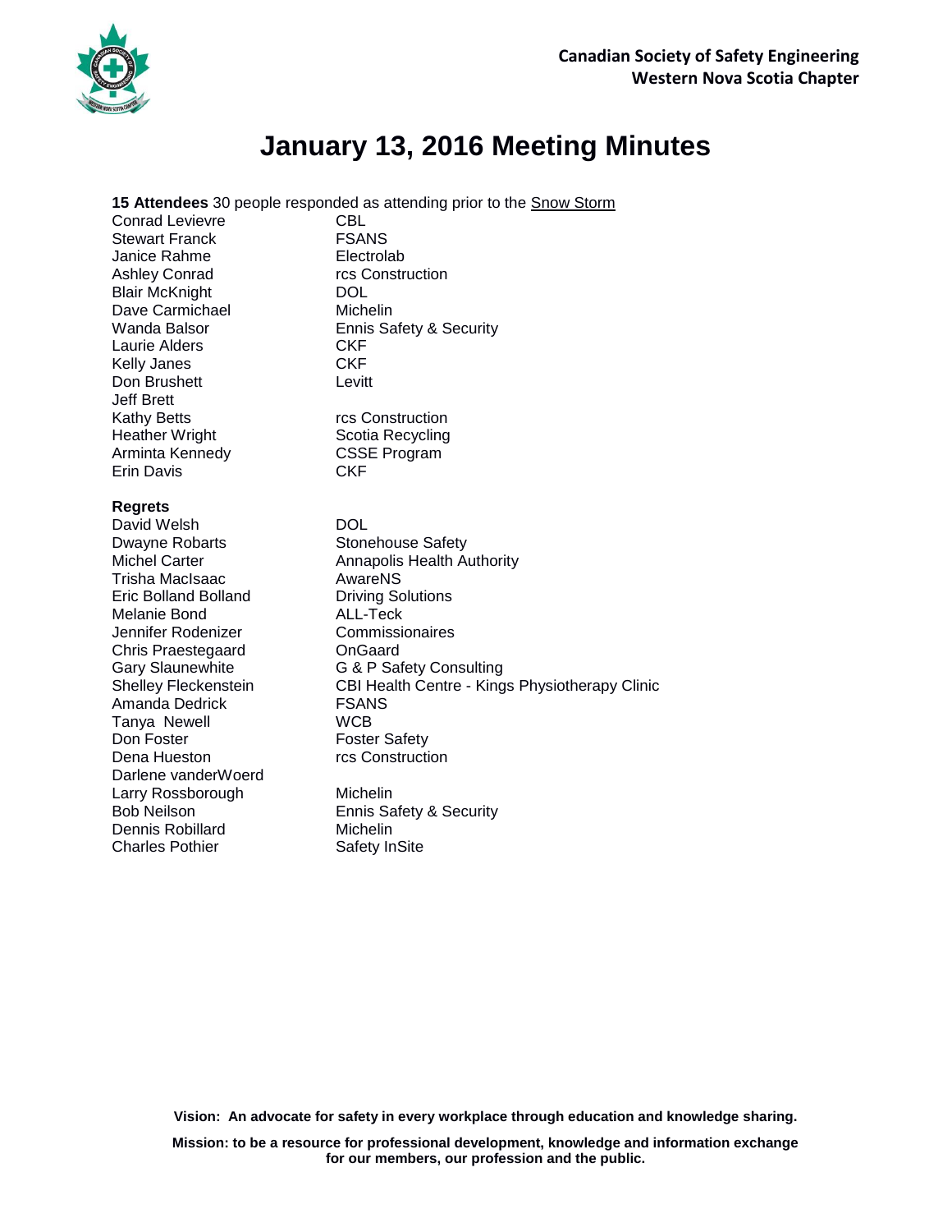**Canadian Society of Safety Engineering**
**Western Nova Scotia Chapter**

# January 13, 2016 Meeting Minutes

**15 Attendees** 30 people responded as attending prior to the Snow Storm

| | |
|---|---|
| Conrad Levievre | CBL |
| Stewart Franck | FSANS |
| Janice Rahme | Electrolab |
| Ashley Conrad | rcs Construction |
| Blair McKnight | DOL |
| Dave Carmichael | Michelin |
| Wanda Balsor | Ennis Safety & Security |
| Laurie Alders | CKF |
| Kelly Janes | CKF |
| Don Brushett | Levitt |
| Jeff Brett | |
| Kathy Betts | rcs Construction |
| Heather Wright | Scotia Recycling |
| Arminta Kennedy | CSSE Program |
| Erin Davis | CKF |

**Regrets**

| | |
|---|---|
| David Welsh | DOL |
| Dwayne Robarts | Stonehouse Safety |
| Michel Carter | Annapolis Health Authority |
| Trisha MacIsaac | AwareNS |
| Eric Bolland Bolland | Driving Solutions |
| Melanie Bond | ALL-Teck |
| Jennifer Rodenizer | Commissionaires |
| Chris Praestegaard | OnGaard |
| Gary Slaunewhite | G & P Safety Consulting |
| Shelley Fleckenstein | CBI Health Centre - Kings Physiotherapy Clinic |
| Amanda Dedrick | FSANS |
| Tanya Newell | WCB |
| Don Foster | Foster Safety |
| Dena Hueston | rcs Construction |
| Darlene vanderWoerd | |
| Larry Rossborough | Michelin |
| Bob Neilson | Ennis Safety & Security |
| Dennis Robillard | Michelin |
| Charles Pothier | Safety InSite |

**Vision: An advocate for safety in every workplace through education and knowledge sharing.**

**Mission: to be a resource for professional development, knowledge and information exchange for our members, our profession and the public.**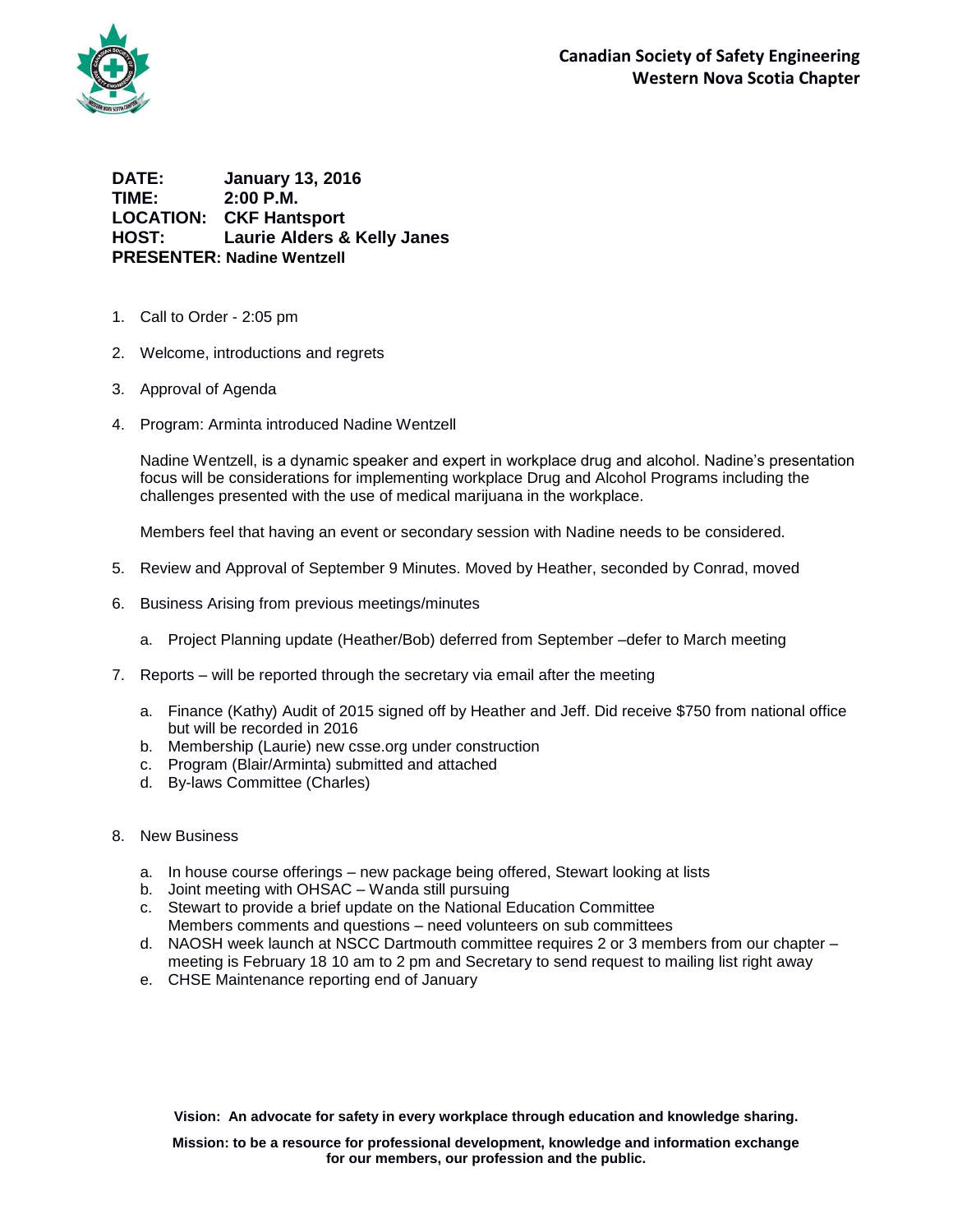**Canadian Society of Safety Engineering**
**Western Nova Scotia Chapter**

**DATE:** **January 13, 2016**
**TIME:** **2:00 P.M.**
**LOCATION:** **CKF Hantsport**
**HOST:** **Laurie Alders & Kelly Janes**
**PRESENTER: Nadine Wentzell**

1. Call to Order - 2:05 pm

2. Welcome, introductions and regrets

3. Approval of Agenda

4. Program: Arminta introduced Nadine Wentzell

   Nadine Wentzell, is a dynamic speaker and expert in workplace drug and alcohol. Nadine's presentation focus will be considerations for implementing workplace Drug and Alcohol Programs including the challenges presented with the use of medical marijuana in the workplace.

   Members feel that having an event or secondary session with Nadine needs to be considered.

5. Review and Approval of September 9 Minutes. Moved by Heather, seconded by Conrad, moved

6. Business Arising from previous meetings/minutes

   a. Project Planning update (Heather/Bob) deferred from September –defer to March meeting

7. Reports – will be reported through the secretary via email after the meeting

   a. Finance (Kathy) Audit of 2015 signed off by Heather and Jeff. Did receive $750 from national office but will be recorded in 2016
   b. Membership (Laurie) new csse.org under construction
   c. Program (Blair/Arminta) submitted and attached
   d. By-laws Committee (Charles)

8. New Business

   a. In house course offerings – new package being offered, Stewart looking at lists
   b. Joint meeting with OHSAC – Wanda still pursuing
   c. Stewart to provide a brief update on the National Education Committee
      Members comments and questions – need volunteers on sub committees
   d. NAOSH week launch at NSCC Dartmouth committee requires 2 or 3 members from our chapter – meeting is February 18 10 am to 2 pm and Secretary to send request to mailing list right away
   e. CHSE Maintenance reporting end of January

**Vision: An advocate for safety in every workplace through education and knowledge sharing.**

**Mission: to be a resource for professional development, knowledge and information exchange for our members, our profession and the public.**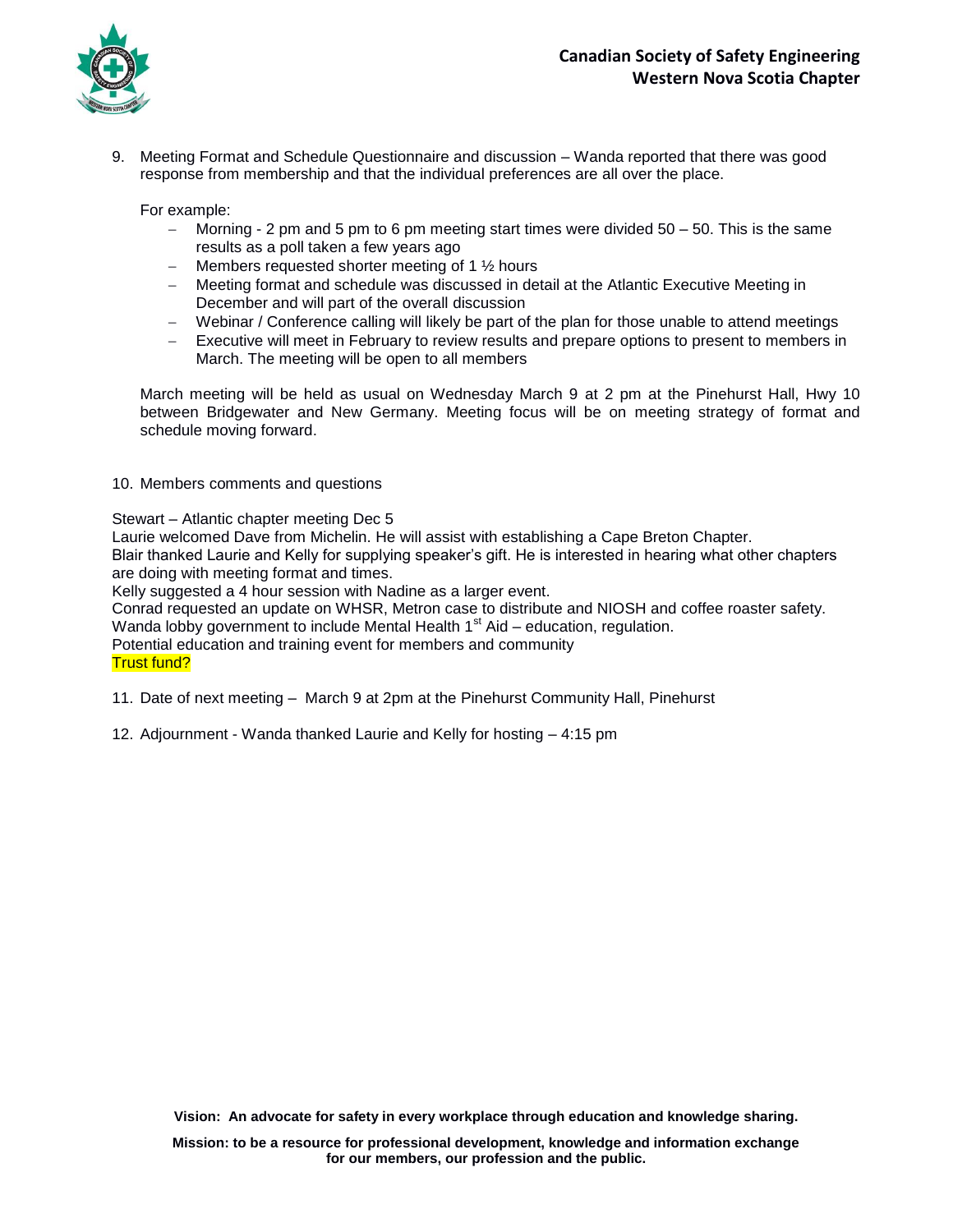9. Meeting Format and Schedule Questionnaire and discussion – Wanda reported that there was good response from membership and that the individual preferences are all over the place.

   For example:
   - Morning - 2 pm and 5 pm to 6 pm meeting start times were divided 50 – 50. This is the same results as a poll taken a few years ago
   - Members requested shorter meeting of 1 ½ hours
   - Meeting format and schedule was discussed in detail at the Atlantic Executive Meeting in December and will part of the overall discussion
   - Webinar / Conference calling will likely be part of the plan for those unable to attend meetings
   - Executive will meet in February to review results and prepare options to present to members in March. The meeting will be open to all members

   March meeting will be held as usual on Wednesday March 9 at 2 pm at the Pinehurst Hall, Hwy 10 between Bridgewater and New Germany. Meeting focus will be on meeting strategy of format and schedule moving forward.

10. Members comments and questions

Stewart – Atlantic chapter meeting Dec 5
Laurie welcomed Dave from Michelin. He will assist with establishing a Cape Breton Chapter.
Blair thanked Laurie and Kelly for supplying speaker's gift. He is interested in hearing what other chapters are doing with meeting format and times.
Kelly suggested a 4 hour session with Nadine as a larger event.
Conrad requested an update on WHSR, Metron case to distribute and NIOSH and coffee roaster safety.
Wanda lobby government to include Mental Health 1st Aid – education, regulation.
Potential education and training event for members and community
Trust fund?

11. Date of next meeting – March 9 at 2pm at the Pinehurst Community Hall, Pinehurst

12. Adjournment - Wanda thanked Laurie and Kelly for hosting – 4:15 pm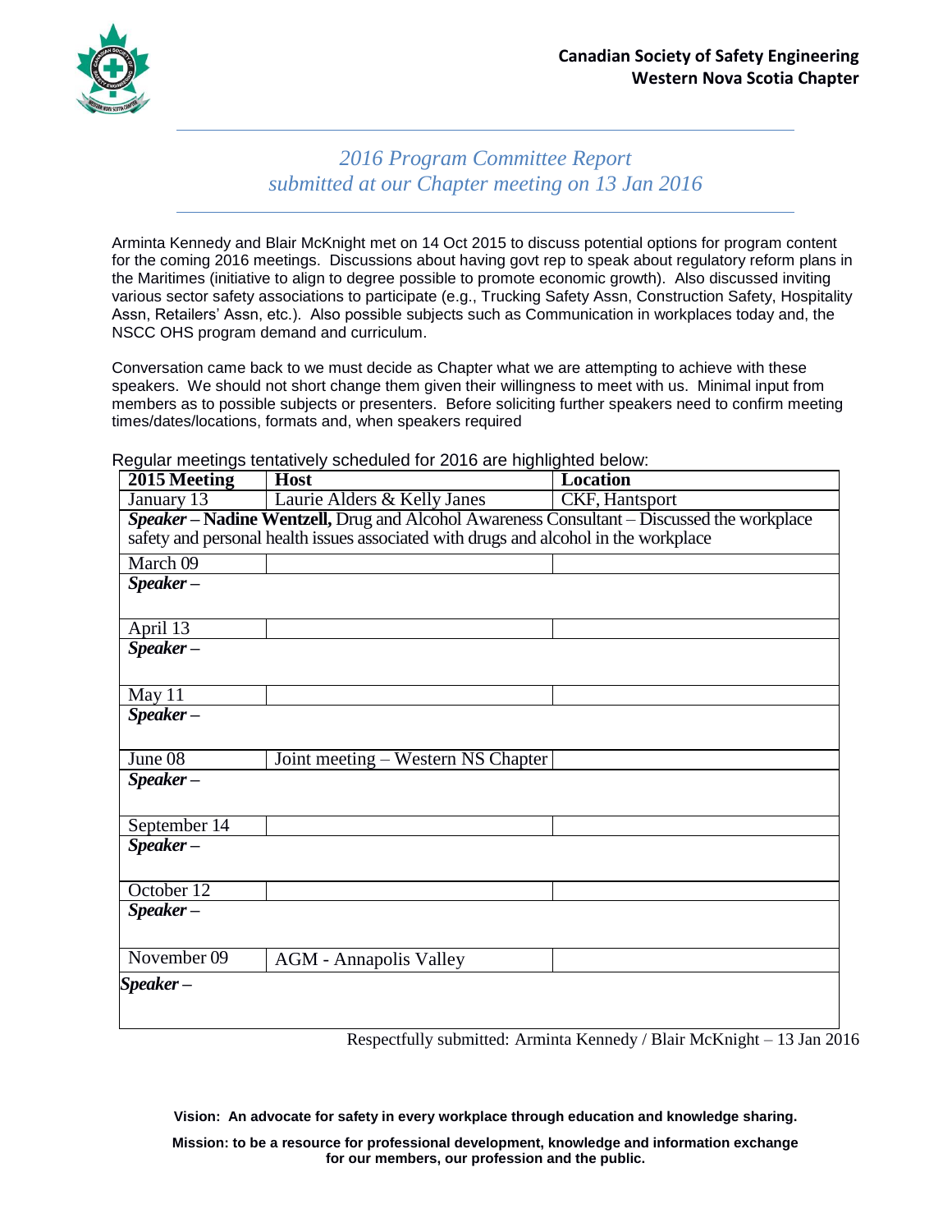**Canadian Society of Safety Engineering**
**Western Nova Scotia Chapter**

*2016 Program Committee Report*
*submitted at our Chapter meeting on 13 Jan 2016*

Arminta Kennedy and Blair McKnight met on 14 Oct 2015 to discuss potential options for program content for the coming 2016 meetings. Discussions about having govt rep to speak about regulatory reform plans in the Maritimes (initiative to align to degree possible to promote economic growth). Also discussed inviting various sector safety associations to participate (e.g., Trucking Safety Assn, Construction Safety, Hospitality Assn, Retailers' Assn, etc.). Also possible subjects such as Communication in workplaces today and, the NSCC OHS program demand and curriculum.

Conversation came back to we must decide as Chapter what we are attempting to achieve with these speakers. We should not short change them given their willingness to meet with us. Minimal input from members as to possible subjects or presenters. Before soliciting further speakers need to confirm meeting times/dates/locations, formats and, when speakers required

Regular meetings tentatively scheduled for 2016 are highlighted below:

| 2015 Meeting | Host | Location |
|---|---|---|
| January 13 | Laurie Alders & Kelly Janes | CKF, Hantsport |
| ***Speaker* – Nadine Wentzell,** Drug and Alcohol Awareness Consultant – Discussed the workplace safety and personal health issues associated with drugs and alcohol in the workplace | | |
| March 09 | | |
| ***Speaker –*** | | |
| April 13 | | |
| ***Speaker –*** | | |
| May 11 | | |
| ***Speaker –*** | | |
| June 08 | Joint meeting – Western NS Chapter | |
| ***Speaker –*** | | |
| September 14 | | |
| ***Speaker –*** | | |
| October 12 | | |
| ***Speaker –*** | | |
| November 09 | AGM - Annapolis Valley | |
| ***Speaker –*** | | |

Respectfully submitted: Arminta Kennedy / Blair McKnight – 13 Jan 2016

**Vision: An advocate for safety in every workplace through education and knowledge sharing.**

**Mission: to be a resource for professional development, knowledge and information exchange for our members, our profession and the public.**